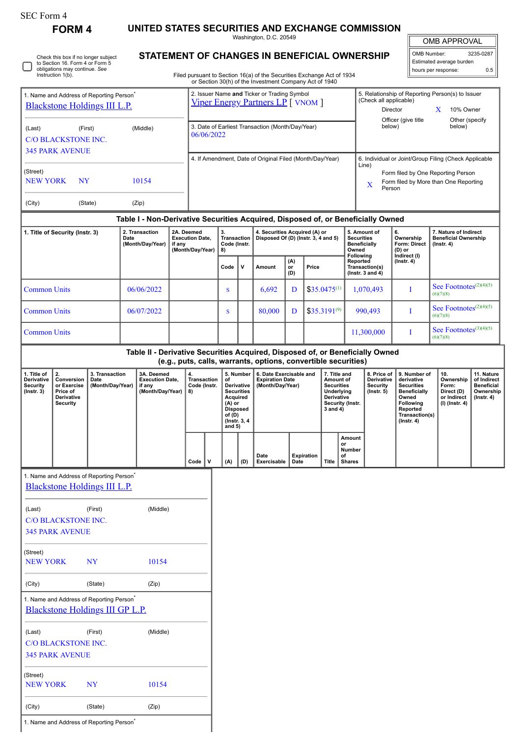SEC Form 4

**FORM 4**

# UNITED STATES SECURITIES AND EXCHANGE COMMISSION

Washington, D.C. 20549

## STATEMENT OF CHANGES IN BENEFICIAL OWNERSHIP

Filed pursuant to Section 16(a) of the Securities Exchange Act of 1934 or Section 30(h) of the Investment Company Act of 1940

| OMB APPROVAL | |
|---|---|
| OMB Number: | 3235-0287 |
| Estimated average burden | |
| hours per response: | 0.5 |

☐ Check this box if no longer subject to Section 16. Form 4 or Form 5 obligations may continue. *See* Instruction 1(b).

1. Name and Address of Reporting Person*
Blackstone Holdings III L.P.

(Last) (First) (Middle)
C/O BLACKSTONE INC.
345 PARK AVENUE

(Street)
NEW YORK NY 10154

(City) (State) (Zip)

2. Issuer Name **and** Ticker or Trading Symbol
Viper Energy Partners LP [ VNOM ]

3. Date of Earliest Transaction (Month/Day/Year)
06/06/2022

4. If Amendment, Date of Original Filed (Month/Day/Year)

5. Relationship of Reporting Person(s) to Issuer (Check all applicable)
Director
X 10% Owner
Officer (give title below)
Other (specify below)

6. Individual or Joint/Group Filing (Check Applicable Line)
Form filed by One Reporting Person
X Form filed by More than One Reporting Person

### Table I - Non-Derivative Securities Acquired, Disposed of, or Beneficially Owned

| 1. Title of Security (Instr. 3) | 2. Transaction Date (Month/Day/Year) | 2A. Deemed Execution Date, if any (Month/Day/Year) | 3. Transaction Code (Instr. 8) | | 4. Securities Acquired (A) or Disposed Of (D) (Instr. 3, 4 and 5) | | | 5. Amount of Securities Beneficially Owned Following Reported Transaction(s) (Instr. 3 and 4) | 6. Ownership Form: Direct (D) or Indirect (I) (Instr. 4) | 7. Nature of Indirect Beneficial Ownership (Instr. 4) |
|---|---|---|---|---|---|---|---|---|---|---|
| | | | Code | V | Amount | (A) or (D) | Price | | | |
| Common Units | 06/06/2022 | | S | | 6,692 | D | $35.0475[1] | 1,070,493 | I | See Footnotes[2][4][5][6][7][8] |
| Common Units | 06/07/2022 | | S | | 80,000 | D | $35.3191[9] | 990,493 | I | See Footnotes[2][4][5][6][7][8] |
| Common Units | | | | | | | | 11,300,000 | I | See Footnotes[3][4][5][6][7][8] |

### Table II - Derivative Securities Acquired, Disposed of, or Beneficially Owned (e.g., puts, calls, warrants, options, convertible securities)

| 1. Title of Derivative Security (Instr. 3) | 2. Conversion or Exercise Price of Derivative Security | 3. Transaction Date (Month/Day/Year) | 3A. Deemed Execution Date, if any (Month/Day/Year) | 4. Transaction Code (Instr. 8) | | 5. Number of Derivative Securities Acquired (A) or Disposed of (D) (Instr. 3, 4 and 5) | | 6. Date Exercisable and Expiration Date (Month/Day/Year) | | 7. Title and Amount of Securities Underlying Derivative Security (Instr. 3 and 4) | | 8. Price of Derivative Security (Instr. 5) | 9. Number of derivative Securities Beneficially Owned Following Reported Transaction(s) (Instr. 4) | 10. Ownership Form: Direct (D) or Indirect (I) (Instr. 4) | 11. Nature of Indirect Beneficial Ownership (Instr. 4) |
|---|---|---|---|---|---|---|---|---|---|---|---|---|---|---|---|
| | | | | Code | V | (A) | (D) | Date Exercisable | Expiration Date | Title | Amount or Number of Shares | | | | |

1. Name and Address of Reporting Person*
Blackstone Holdings III L.P.

(Last) (First) (Middle)
C/O BLACKSTONE INC.
345 PARK AVENUE

(Street)
NEW YORK NY 10154

(City) (State) (Zip)

1. Name and Address of Reporting Person*
Blackstone Holdings III GP L.P.

(Last) (First) (Middle)
C/O BLACKSTONE INC.
345 PARK AVENUE

(Street)
NEW YORK NY 10154

(City) (State) (Zip)

1. Name and Address of Reporting Person*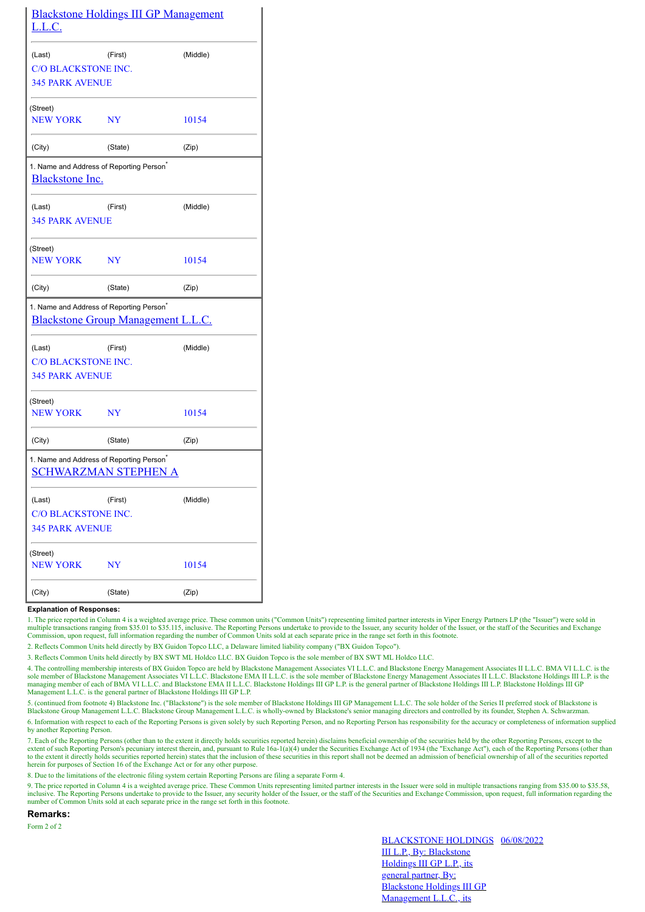Blackstone Holdings III GP Management L.L.C.

| (Last) | (First) | (Middle) |
|---|---|---|
| C/O BLACKSTONE INC. 345 PARK AVENUE | | |

| (Street) | | |
|---|---|---|
| NEW YORK | NY | 10154 |
| (City) | (State) | (Zip) |

1. Name and Address of Reporting Person*

Blackstone Inc.

| (Last) | (First) | (Middle) |
|---|---|---|
| 345 PARK AVENUE | | |

| (Street) | | |
|---|---|---|
| NEW YORK | NY | 10154 |
| (City) | (State) | (Zip) |

1. Name and Address of Reporting Person*

Blackstone Group Management L.L.C.

| (Last) | (First) | (Middle) |
|---|---|---|
| C/O BLACKSTONE INC. 345 PARK AVENUE | | |

| (Street) | | |
|---|---|---|
| NEW YORK | NY | 10154 |
| (City) | (State) | (Zip) |

1. Name and Address of Reporting Person*

SCHWARZMAN STEPHEN A

| (Last) | (First) | (Middle) |
|---|---|---|
| C/O BLACKSTONE INC. 345 PARK AVENUE | | |

| (Street) | | |
|---|---|---|
| NEW YORK | NY | 10154 |
| (City) | (State) | (Zip) |

**Explanation of Responses:**

1. The price reported in Column 4 is a weighted average price. These common units ("Common Units") representing limited partner interests in Viper Energy Partners LP (the "Issuer") were sold in multiple transactions ranging from $35.01 to $35.115, inclusive. The Reporting Persons undertake to provide to the Issuer, any security holder of the Issuer, or the staff of the Securities and Exchange Commission, upon request, full information regarding the number of Common Units sold at each separate price in the range set forth in this footnote.
2. Reflects Common Units held directly by BX Guidon Topco LLC, a Delaware limited liability company ("BX Guidon Topco").
3. Reflects Common Units held directly by BX SWT ML Holdco LLC. BX Guidon Topco is the sole member of BX SWT ML Holdco LLC.
4. The controlling membership interests of BX Guidon Topco are held by Blackstone Management Associates VI L.L.C. and Blackstone Energy Management Associates II L.L.C. BMA VI L.L.C. is the sole member of Blackstone Management Associates VI L.L.C. Blackstone EMA II L.L.C. is the sole member of Blackstone Energy Management Associates II L.L.C. Blackstone Holdings III L.P. is the managing member of each of BMA VI L.L.C. and Blackstone EMA II L.L.C. Blackstone Holdings III GP L.P. is the general partner of Blackstone Holdings III L.P. Blackstone Holdings III GP Management L.L.C. is the general partner of Blackstone Holdings III GP L.P.
5. (continued from footnote 4) Blackstone Inc. ("Blackstone") is the sole member of Blackstone Holdings III GP Management L.L.C. The sole holder of the Series II preferred stock of Blackstone is Blackstone Group Management L.L.C. Blackstone Group Management L.L.C. is wholly-owned by Blackstone's senior managing directors and controlled by its founder, Stephen A. Schwarzman.
6. Information with respect to each of the Reporting Persons is given solely by such Reporting Person, and no Reporting Person has responsibility for the accuracy or completeness of information supplied by another Reporting Person.
7. Each of the Reporting Persons (other than to the extent it directly holds securities reported herein) disclaims beneficial ownership of the securities held by the other Reporting Persons, except to the extent of such Reporting Person's pecuniary interest therein, and, pursuant to Rule 16a-1(a)(4) under the Securities Exchange Act of 1934 (the "Exchange Act"), each of the Reporting Persons (other than to the extent it directly holds securities reported herein) states that the inclusion of these securities in this report shall not be deemed an admission of beneficial ownership of all of the securities reported herein for purposes of Section 16 of the Exchange Act or for any other purpose.
8. Due to the limitations of the electronic filing system certain Reporting Persons are filing a separate Form 4.
9. The price reported in Column 4 is a weighted average price. These Common Units representing limited partner interests in the Issuer were sold in multiple transactions ranging from $35.00 to $35.58, inclusive. The Reporting Persons undertake to provide to the Issuer, any security holder of the Issuer, or the staff of the Securities and Exchange Commission, upon request, full information regarding the number of Common Units sold at each separate price in the range set forth in this footnote.

**Remarks:**

Form 2 of 2

BLACKSTONE HOLDINGS III L.P., By: Blackstone Holdings III GP L.P., its general partner, By: Blackstone Holdings III GP Management L.L.C., its    06/08/2022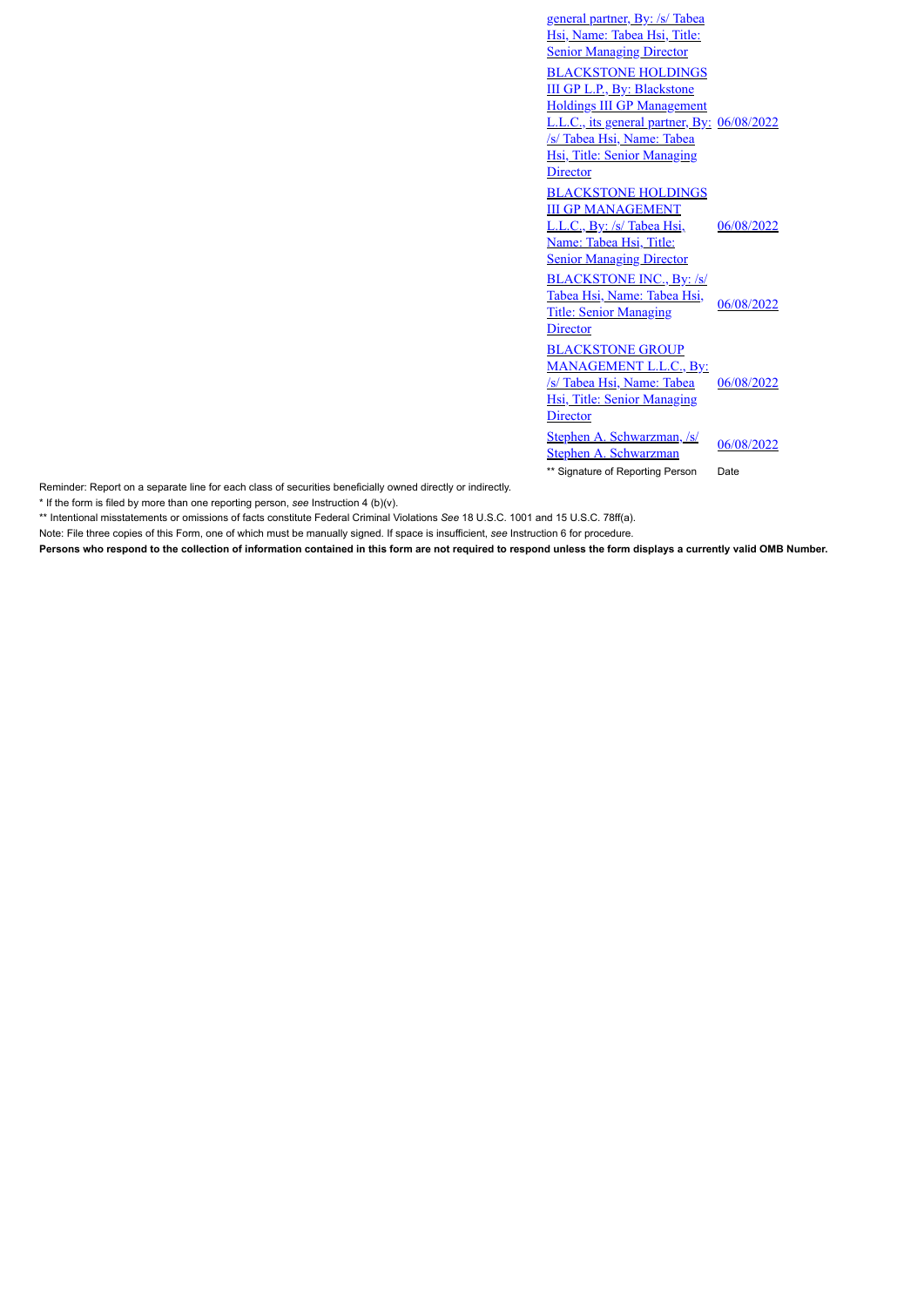| | |
|---|---|
| general partner, By: /s/ Tabea Hsi, Name: Tabea Hsi, Title: Senior Managing Director | |
| BLACKSTONE HOLDINGS III GP L.P., By: Blackstone Holdings III GP Management L.L.C., its general partner, By: /s/ Tabea Hsi, Name: Tabea Hsi, Title: Senior Managing Director | 06/08/2022 |
| BLACKSTONE HOLDINGS III GP MANAGEMENT L.L.C., By: /s/ Tabea Hsi, Name: Tabea Hsi, Title: Senior Managing Director | 06/08/2022 |
| BLACKSTONE INC., By: /s/ Tabea Hsi, Name: Tabea Hsi, Title: Senior Managing Director | 06/08/2022 |
| BLACKSTONE GROUP MANAGEMENT L.L.C., By: /s/ Tabea Hsi, Name: Tabea Hsi, Title: Senior Managing Director | 06/08/2022 |
| Stephen A. Schwarzman, /s/ Stephen A. Schwarzman | 06/08/2022 |
| ** Signature of Reporting Person | Date |

Reminder: Report on a separate line for each class of securities beneficially owned directly or indirectly.

* If the form is filed by more than one reporting person, *see* Instruction 4 (b)(v).

** Intentional misstatements or omissions of facts constitute Federal Criminal Violations *See* 18 U.S.C. 1001 and 15 U.S.C. 78ff(a).

Note: File three copies of this Form, one of which must be manually signed. If space is insufficient, *see* Instruction 6 for procedure.

**Persons who respond to the collection of information contained in this form are not required to respond unless the form displays a currently valid OMB Number.**